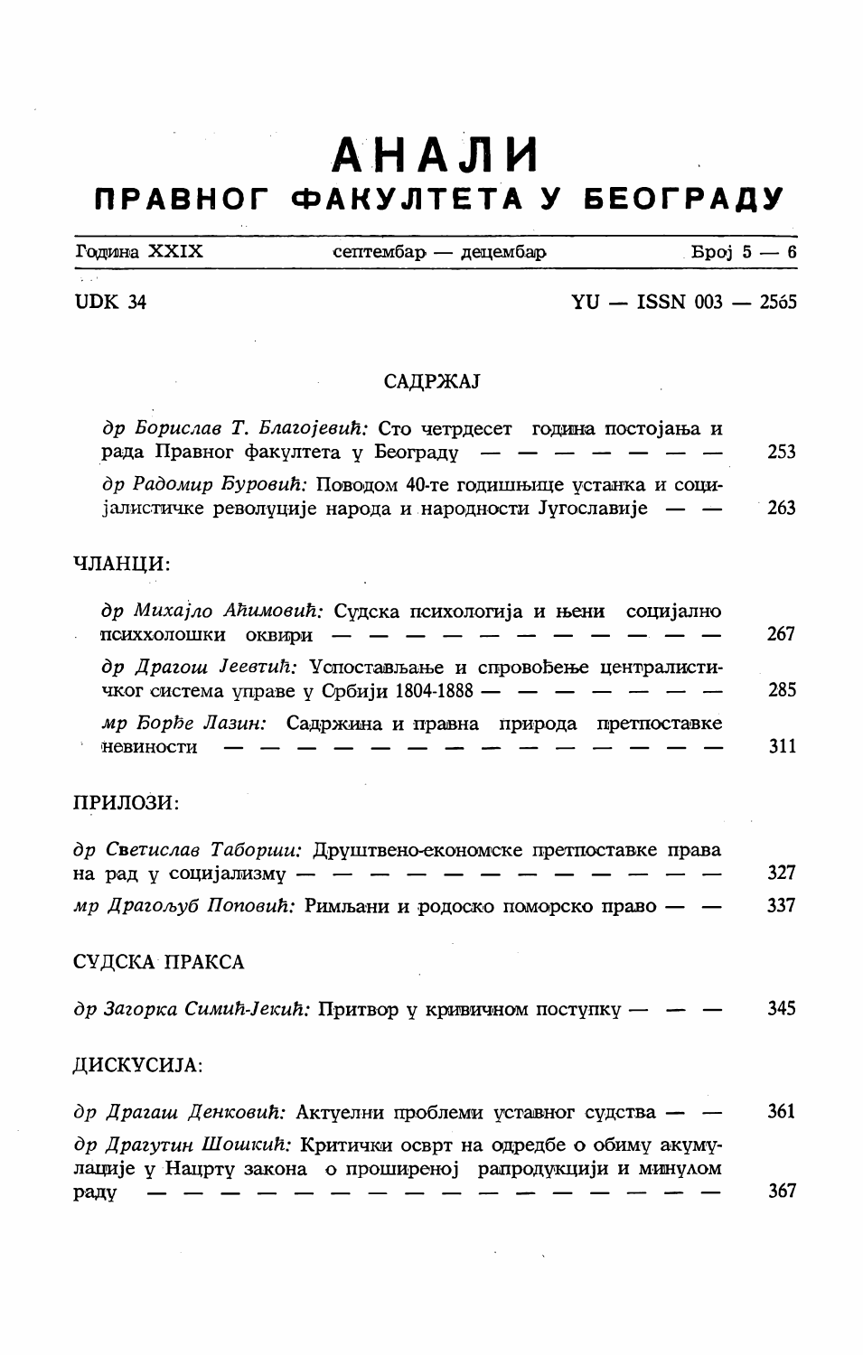# АНАЛИ
## ПРАВНОГ ФАКУЛТЕТА У БЕОГРАДУ

Година XXIX  септембар — децембар  Број 5 — 6

UDK 34  YU — ISSN 003 — 2565

### САДРЖАЈ

*др Борислав Т. Благојевић:* Сто четрдесет година постојања и рада Правног факултета у Београду — — — — — — — — 253

*др Радомир Ђуровић:* Поводом 40-те годишњице устанка и социјалистичке револуције народа и народности Југославије — — 263

### ЧЛАНЦИ:

*др Михајло Аћимовић:* Судска психологија и њени социјално психхолошки оквири — — — — — — — — — — — — — 267

*др Драгош Јеевтић:* Успостављање и спровођење централистичког система управе у Србији 1804-1888 — — — — — — — 285

*мр Ђорђе Лазин:* Садржина и правна природа претпоставке невиности — — — — — — — — — — — — — — — — 311

### ПРИЛОЗИ:

*др Светислав Таборши:* Друштвено-економске претпоставке права на рад у социјализму — — — — — — — — — — — — — 327

*мр Драгољуб Поповић:* Римљани и родоско поморско право — — 337

### СУДСКА ПРАКСА

*др Загорка Симић-Јекић:* Притвор у кривичном поступку — — — 345

### ДИСКУСИЈА:

*др Драгаш Денковић:* Актуелни проблеми уставног судства — — 361

*др Драгутин Шошкић:* Критички осврт на одредбе о обиму акумулације у Нацрту закона о проширеној рапродукцији и минулом раду — — — — — — — — — — — — — — — — — — 367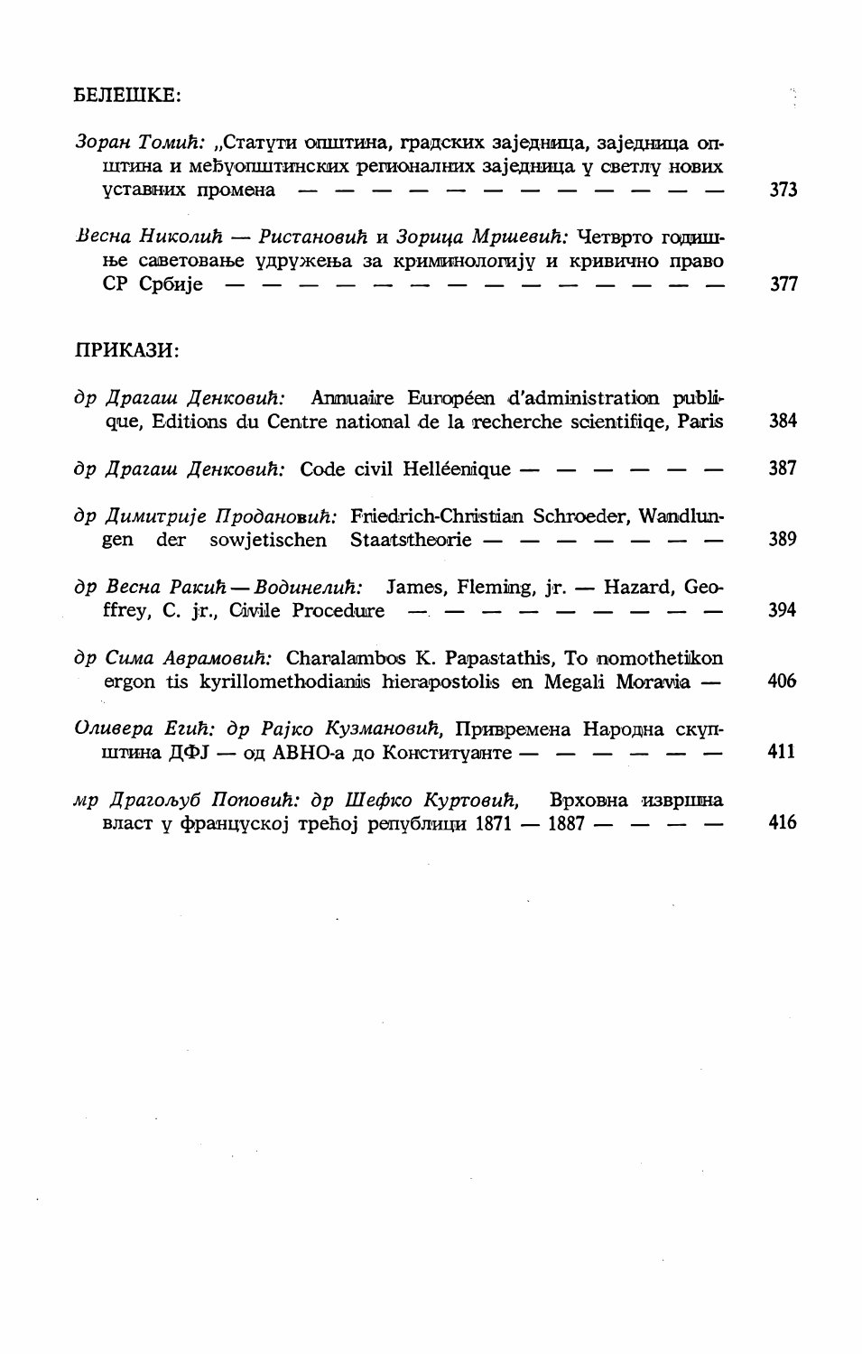БЕЛЕШКЕ:

*Зоран Томић:* „Статути општина, градских заједница, заједница општина и међуопштинских регионалних заједница у светлу нових уставних промена — — — — — — — — — — — — — 373

*Весна Николић — Ристановић* и *Зорица Мршевић:* Четврто годишње саветовање удружења за криминологију и кривично право СР Србије — — — — — — — — — — — — — — — 377

ПРИКАЗИ:

*др Драгаш Денковић:* Annuaire Européen d'administration publique, Editions du Centre national de la recherche scientifiqe, Paris 384

*др Драгаш Денковић:* Code civil Helléenique — — — — — — 387

*др Димитрије Продановић:* Friedrich-Christian Schroeder, Wandlungen der sowjetischen Staatstheorie — — — — — — — 389

*др Весна Ракић — Водинелић:* James, Fleming, jr. — Hazard, Geoffrey, C. jr., Civile Procedure — — — — — — — — — — 394

*др Сима Аврамовић:* Charalambos K. Papastathis, To nomothetikon ergon tis kyrillomethodianis hierapostolis en Megali Moravia — 406

*Оливера Егић: др Рајко Кузмановић,* Привремена Народна скупштина ДФЈ — од АВНО-а до Конституанте — — — — — — 411

*мр Драгољуб Поповић: др Шефко Куртовић,* Врховна извршна власт у француској трећој републици 1871 — 1887 — — — — 416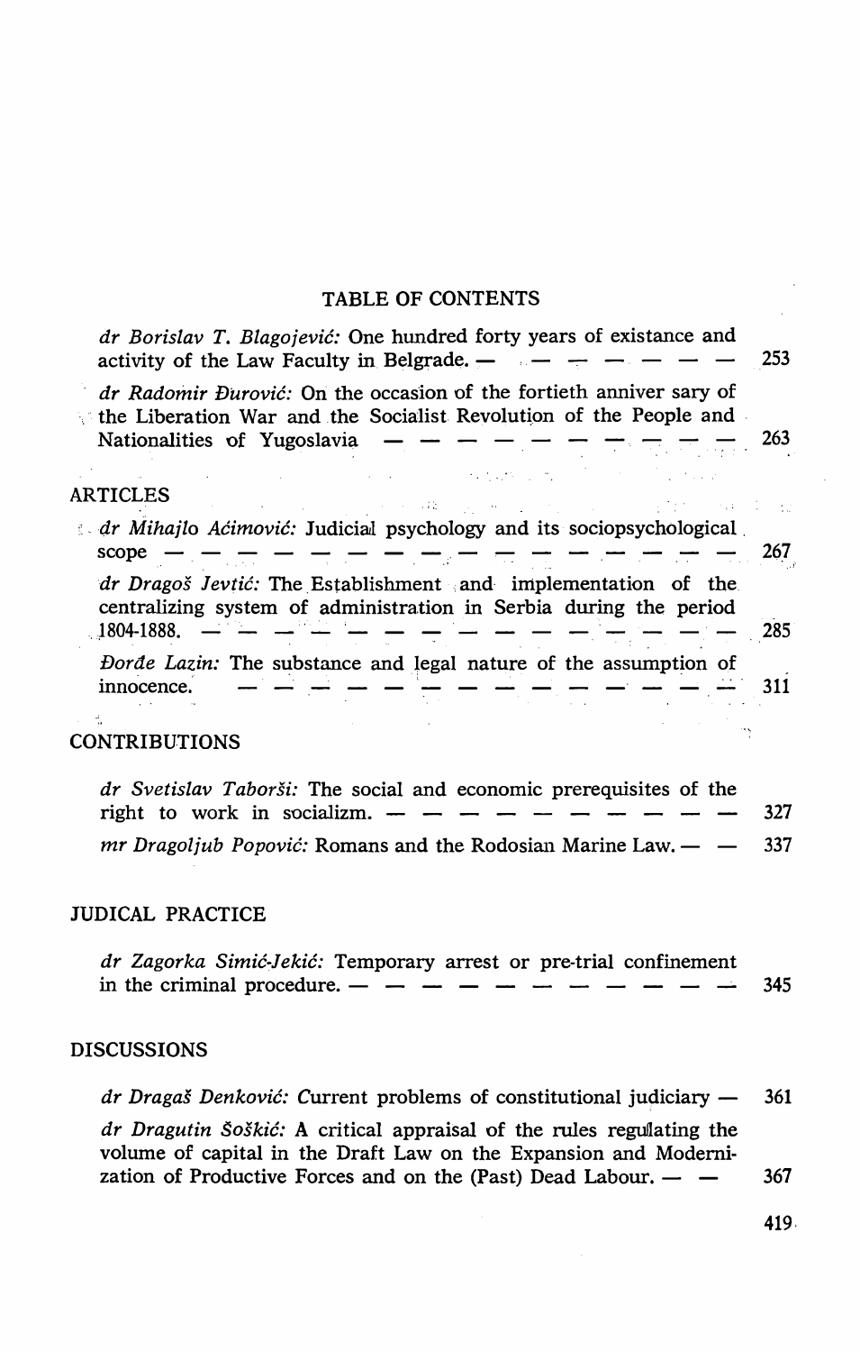# TABLE OF CONTENTS

*dr Borislav T. Blagojević:* One hundred forty years of existance and activity of the Law Faculty in Belgrade. — — — — — — — 253

*dr Radomir Đurović:* On the occasion of the fortieth anniver sary of the Liberation War and the Socialist Revolution of the People and Nationalities of Yugoslavia — — — — — — — — — — 263

## ARTICLES

*dr Mihajlo Aćimović:* Judicial psychology and its sociopsychological scope — — — — — — — — — — — — — — — — 267

*dr Dragoš Jevtić:* The Establishment and implementation of the centralizing system of administration in Serbia during the period 1804-1888. — — — — — — — — — — — — — — — 285

*Đorđe Lazin:* The substance and legal nature of the assumption of innocence. — — — — — — — — — — — — — — — 311

## CONTRIBUTIONS

*dr Svetislav Taborši:* The social and economic prerequisites of the right to work in socializm. — — — — — — — — — — — 327

*mr Dragoljub Popović:* Romans and the Rodosian Marine Law. — — 337

## JUDICAL PRACTICE

*dr Zagorka Simić-Jekić:* Temporary arrest or pre-trial confinement in the criminal procedure. — — — — — — — — — — — 345

## DISCUSSIONS

*dr Dragaš Denković:* Current problems of constitutional judiciary — 361

*dr Dragutin Šoškić:* A critical appraisal of the rules regulating the volume of capital in the Draft Law on the Expansion and Modernization of Productive Forces and on the (Past) Dead Labour. — — 367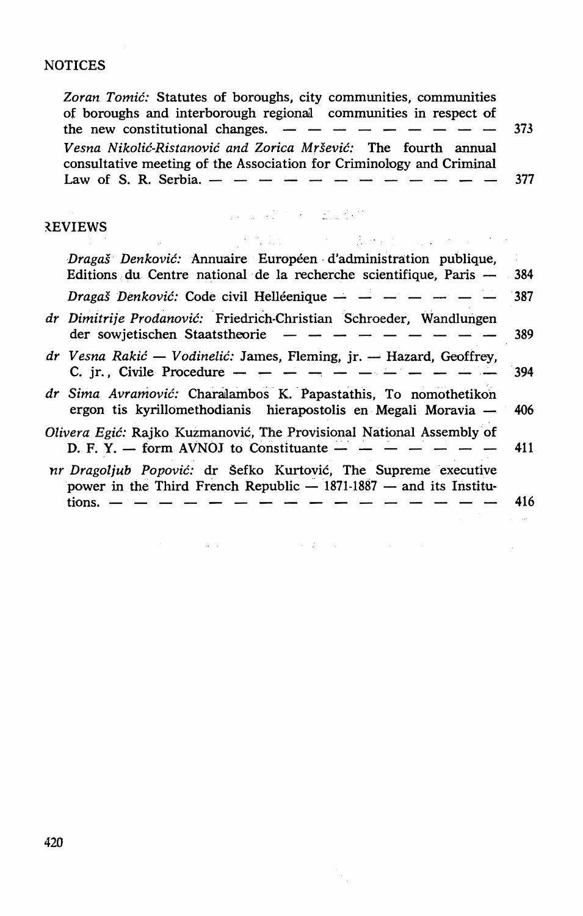## NOTICES

*Zoran Tomić:* Statutes of boroughs, city communities, communities of boroughs and interborough regional communities in respect of the new constitutional changes. — — — — — — — — — — 373

*Vesna Nikolić-Ristanović and Zorica Mršević:* The fourth annual consultative meeting of the Association for Criminology and Criminal Law of S. R. Serbia. — — — — — — — — — — — — — 377

## REVIEWS

*Dragaš Denković:* Annuaire Européen d'administration publique, Editions du Centre national de la recherche scientifique, Paris — 384

*Dragaš Denković:* Code civil Helléenique — — — — — — — 387

*dr Dimitrije Prodanović:* Friedrich-Christian Schroeder, Wandlungen der sowjetischen Staatstheorie — — — — — — — — — — 389

*dr Vesna Rakić — Vodinelić:* James, Fleming, jr. — Hazard, Geoffrey, C. jr., Civile Procedure — — — — — — — — — — — 394

*dr Sima Avramović:* Charalambos K. Papastathis, To nomothetikon ergon tis kyrillomethodianis hierapostolis en Megali Moravia — 406

*Olivera Egić:* Rajko Kuzmanović, The Provisional National Assembly of D. F. Y. — form AVNOJ to Constituante — — — — — — — 411

*nr Dragoljub Popović:* dr Šefko Kurtović, The Supreme executive power in the Third French Republic — 1871-1887 — and its Institutions. — — — — — — — — — — — — — — — — — 416